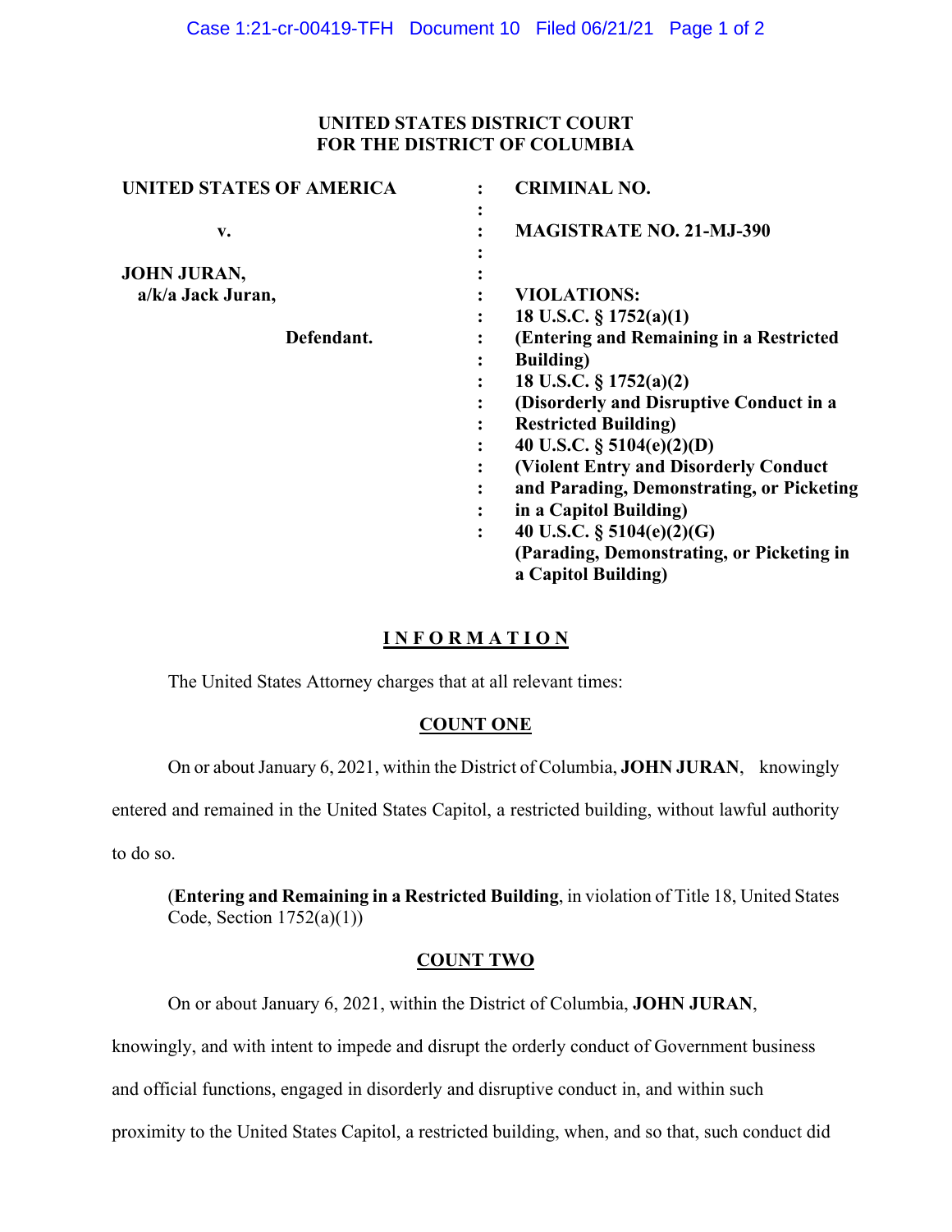**UNITED STATES DISTRICT COURT**
**FOR THE DISTRICT OF COLUMBIA**

| | | |
|---|---|---|
| **UNITED STATES OF AMERICA** | : | **CRIMINAL NO.** |
| | : | |
| **v.** | : | **MAGISTRATE NO. 21-MJ-390** |
| | : | |
| **JOHN JURAN,** | : | |
| **a/k/a Jack Juran,** | : | **VIOLATIONS:** |
| | : | **18 U.S.C. § 1752(a)(1)** |
| **Defendant.** | : | **(Entering and Remaining in a Restricted Building)** |
| | : | **18 U.S.C. § 1752(a)(2)** |
| | : | **(Disorderly and Disruptive Conduct in a Restricted Building)** |
| | : | **40 U.S.C. § 5104(e)(2)(D)** |
| | : | **(Violent Entry and Disorderly Conduct and Parading, Demonstrating, or Picketing in a Capitol Building)** |
| | : | **40 U.S.C. § 5104(e)(2)(G)** |
| | | **(Parading, Demonstrating, or Picketing in a Capitol Building)** |

## I N F O R M A T I O N

The United States Attorney charges that at all relevant times:

### COUNT ONE

On or about January 6, 2021, within the District of Columbia, **JOHN JURAN**, knowingly entered and remained in the United States Capitol, a restricted building, without lawful authority to do so.

(**Entering and Remaining in a Restricted Building**, in violation of Title 18, United States Code, Section 1752(a)(1))

### COUNT TWO

On or about January 6, 2021, within the District of Columbia, **JOHN JURAN**, knowingly, and with intent to impede and disrupt the orderly conduct of Government business and official functions, engaged in disorderly and disruptive conduct in, and within such proximity to the United States Capitol, a restricted building, when, and so that, such conduct did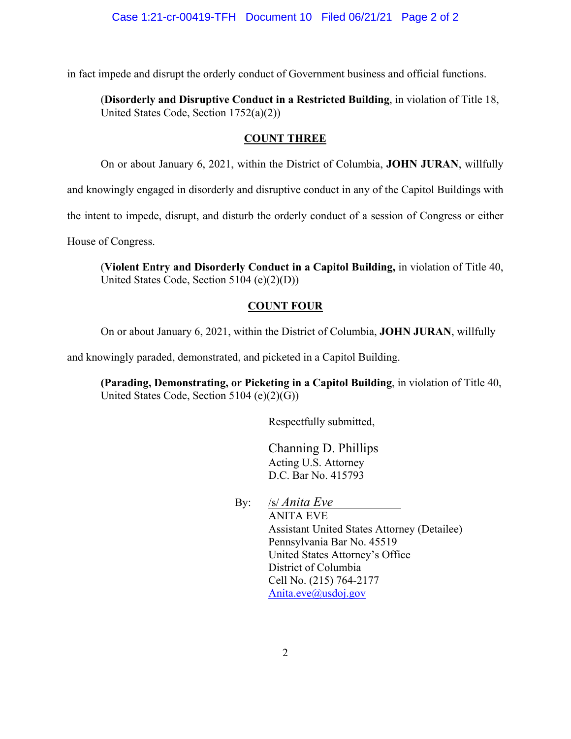in fact impede and disrupt the orderly conduct of Government business and official functions.

(**Disorderly and Disruptive Conduct in a Restricted Building**, in violation of Title 18, United States Code, Section 1752(a)(2))

## COUNT THREE

On or about January 6, 2021, within the District of Columbia, **JOHN JURAN**, willfully and knowingly engaged in disorderly and disruptive conduct in any of the Capitol Buildings with the intent to impede, disrupt, and disturb the orderly conduct of a session of Congress or either House of Congress.

(**Violent Entry and Disorderly Conduct in a Capitol Building,** in violation of Title 40, United States Code, Section 5104 (e)(2)(D))

## COUNT FOUR

On or about January 6, 2021, within the District of Columbia, **JOHN JURAN**, willfully and knowingly paraded, demonstrated, and picketed in a Capitol Building.

**(Parading, Demonstrating, or Picketing in a Capitol Building**, in violation of Title 40, United States Code, Section 5104 (e)(2)(G))

Respectfully submitted,

Channing D. Phillips
Acting U.S. Attorney
D.C. Bar No. 415793

By: /s/ *Anita Eve*
ANITA EVE
Assistant United States Attorney (Detailee)
Pennsylvania Bar No. 45519
United States Attorney's Office
District of Columbia
Cell No. (215) 764-2177
Anita.eve@usdoj.gov